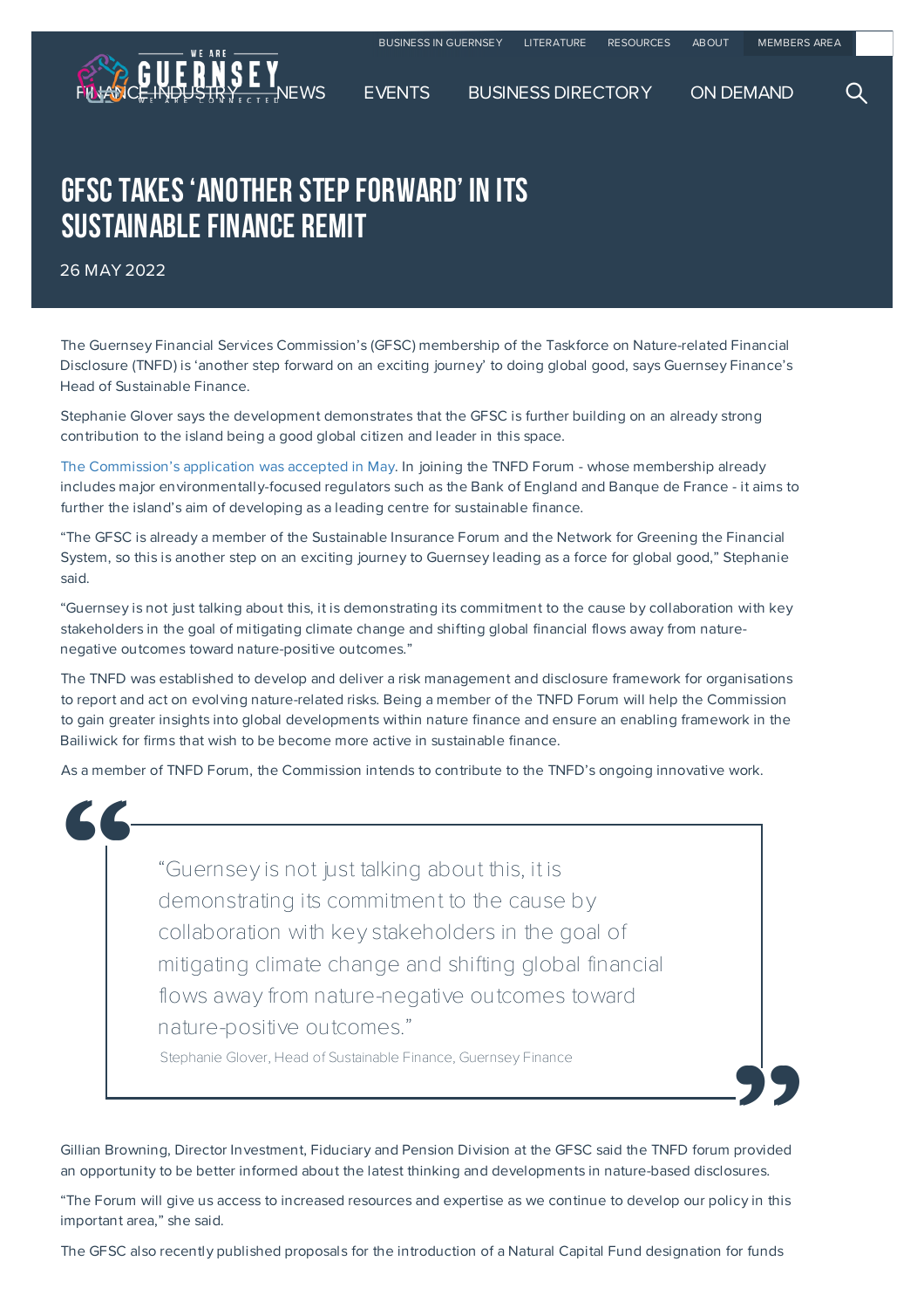# GFSC TAKES 'ANOTHER STEP FORWARD' IN ITS SUSTAINABLE FINANCE REMIT

26 MAY 2022

The Guernsey Financial Services Commission's (GFSC) membership of the Taskforce on Nature-related Financial Disclosure (TNFD) is 'another step forward on an exciting journey' to doing global good, says Guernsey Finance's Head of Sustainable Finance.

Stephanie Glover says the development demonstrates that the GFSC is further building on an already strong contribution to the island being a good global citizen and leader in this space.

The Commission's application was accepted in May. In joining the TNFD Forum - whose membership already includes major environmentally-focused regulators such as the Bank of England and Banque de France - it aims to further the island's aim of developing as a leading centre for sustainable finance.

"The GFSC is already a member of the Sustainable Insurance Forum and the Network for Greening the Financial System, so this is another step on an exciting journey to Guernsey leading as a force for global good," Stephanie said.

"Guernsey is not just talking about this, it is demonstrating its commitment to the cause by collaboration with key stakeholders in the goal of mitigating climate change and shifting global financial flows away from nature-negative outcomes toward nature-positive outcomes."

The TNFD was established to develop and deliver a risk management and disclosure framework for organisations to report and act on evolving nature-related risks. Being a member of the TNFD Forum will help the Commission to gain greater insights into global developments within nature finance and ensure an enabling framework in the Bailiwick for firms that wish to be become more active in sustainable finance.

As a member of TNFD Forum, the Commission intends to contribute to the TNFD's ongoing innovative work.

> "Guernsey is not just talking about this, it is demonstrating its commitment to the cause by collaboration with key stakeholders in the goal of mitigating climate change and shifting global financial flows away from nature-negative outcomes toward nature-positive outcomes."
>
> Stephanie Glover, Head of Sustainable Finance, Guernsey Finance

Gillian Browning, Director Investment, Fiduciary and Pension Division at the GFSC said the TNFD forum provided an opportunity to be better informed about the latest thinking and developments in nature-based disclosures.

"The Forum will give us access to increased resources and expertise as we continue to develop our policy in this important area," she said.

The GFSC also recently published proposals for the introduction of a Natural Capital Fund designation for funds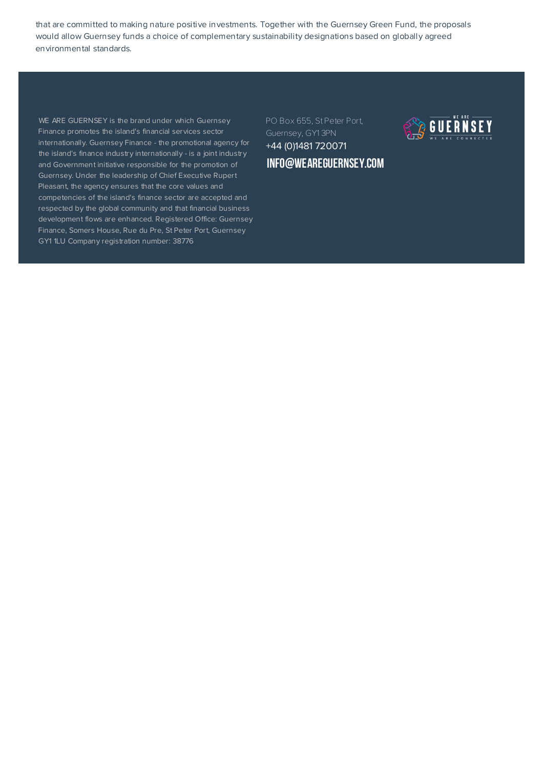that are committed to making nature positive investments. Together with the Guernsey Green Fund, the proposals would allow Guernsey funds a choice of complementary sustainability designations based on globally agreed environmental standards.

WE ARE GUERNSEY is the brand under which Guernsey Finance promotes the island's financial services sector internationally. Guernsey Finance - the promotional agency for the island's finance industry internationally - is a joint industry and Government initiative responsible for the promotion of Guernsey. Under the leadership of Chief Executive Rupert Pleasant, the agency ensures that the core values and competencies of the island's finance sector are accepted and respected by the global community and that financial business development flows are enhanced. Registered Office: Guernsey Finance, Somers House, Rue du Pre, St Peter Port, Guernsey GY1 1LU Company registration number: 38776

PO Box 655, St Peter Port,
Guernsey, GY1 3PN
+44 (0)1481 720071
INFO@WEAREGUERNSEY.COM